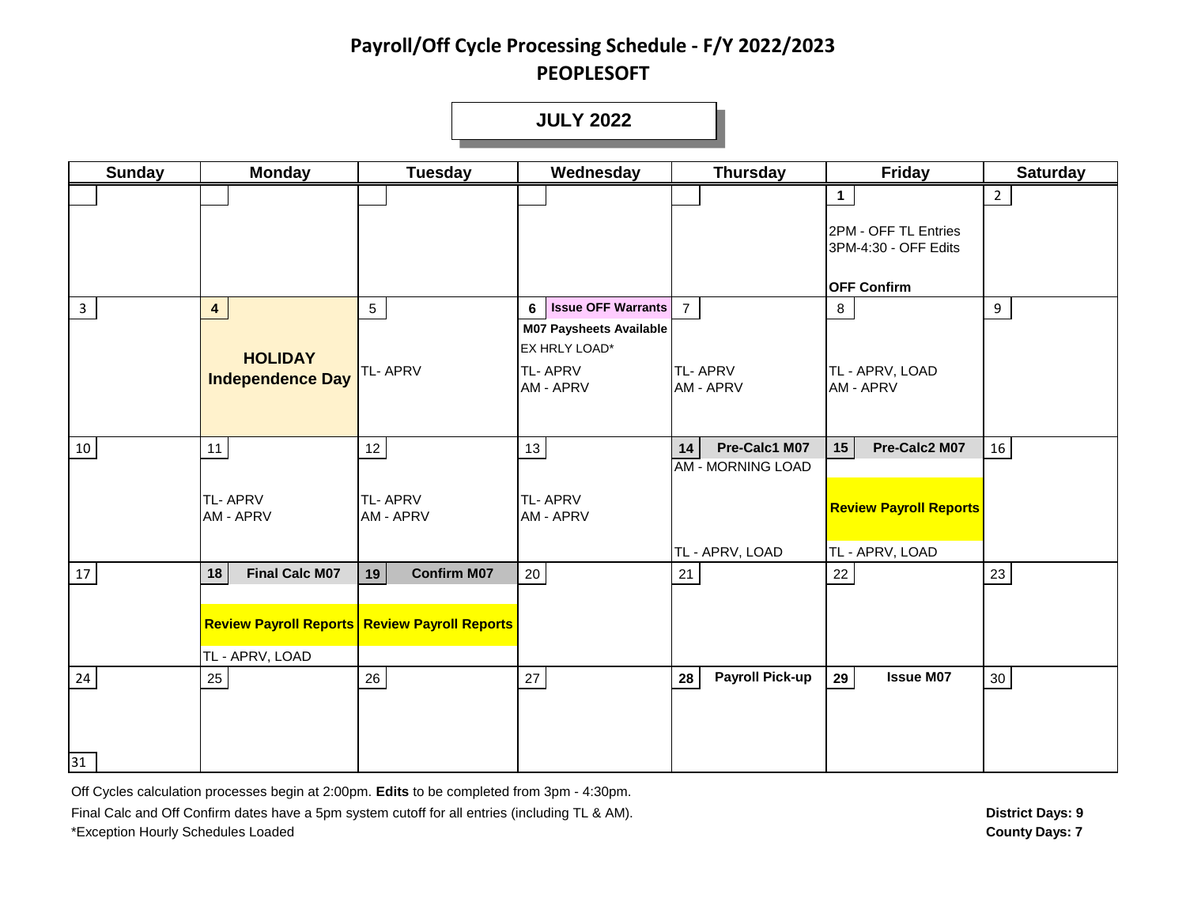# Payroll/Off Cycle Processing Schedule - F/Y 2022/2023

## PEOPLESOFT

### JULY 2022

| Sunday | Monday | Tuesday | Wednesday | Thursday | Friday | Saturday |
|---|---|---|---|---|---|---|
| | | | | | **1**<br>2PM - OFF TL Entries<br>3PM-4:30 - OFF Edits<br>**OFF Confirm** | 2 |
| 3 | **4**<br>**HOLIDAY**<br>**Independence Day** | 5<br>TL- APRV | **6** **Issue OFF Warrants**<br>**M07 Paysheets Available**<br>EX HRLY LOAD*<br>TL- APRV<br>AM - APRV | 7<br>TL- APRV<br>AM - APRV | 8<br>TL - APRV, LOAD<br>AM - APRV | 9 |
| 10 | 11<br>TL- APRV<br>AM - APRV | 12<br>TL- APRV<br>AM - APRV | 13<br>TL- APRV<br>AM - APRV | **14** **Pre-Calc1 M07**<br>AM - MORNING LOAD<br>TL - APRV, LOAD | **15** **Pre-Calc2 M07**<br>**Review Payroll Reports**<br>TL - APRV, LOAD | 16 |
| 17 | **18** **Final Calc M07**<br>**Review Payroll Reports**<br>TL - APRV, LOAD | **19** **Confirm M07**<br>**Review Payroll Reports** | 20 | 21 | 22 | 23 |
| 24<br>31 | 25 | 26 | 27 | **28** **Payroll Pick-up** | **29** **Issue M07** | 30 |

Off Cycles calculation processes begin at 2:00pm. **Edits** to be completed from 3pm - 4:30pm.

Final Calc and Off Confirm dates have a 5pm system cutoff for all entries (including TL & AM).

*Exception Hourly Schedules Loaded

**District Days: 9**

**County Days: 7**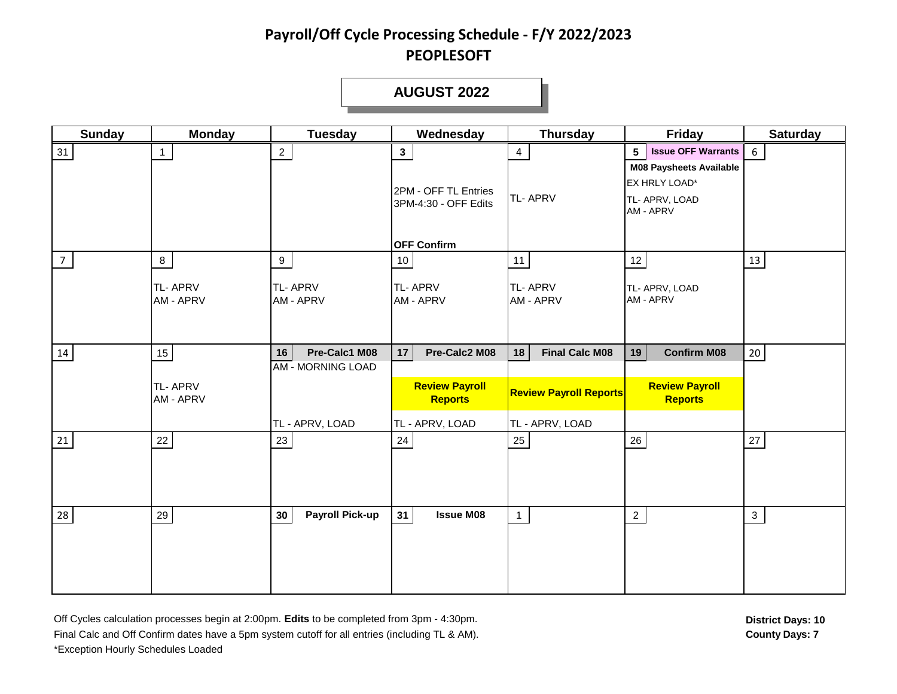# Payroll/Off Cycle Processing Schedule - F/Y 2022/2023

## PEOPLESOFT

### AUGUST 2022

| Sunday | Monday | Tuesday | Wednesday | Thursday | Friday | Saturday |
|---|---|---|---|---|---|---|
| 31 | 1 | 2 | **3**<br>2PM - OFF TL Entries<br>3PM-4:30 - OFF Edits<br>**OFF Confirm** | 4<br>TL- APRV | **5** **Issue OFF Warrants**<br>**M08 Paysheets Available**<br>EX HRLY LOAD*<br>TL- APRV, LOAD<br>AM - APRV | 6 |
| 7 | 8<br>TL- APRV<br>AM - APRV | 9<br>TL- APRV<br>AM - APRV | 10<br>TL- APRV<br>AM - APRV | 11<br>TL- APRV<br>AM - APRV | 12<br>TL- APRV, LOAD<br>AM - APRV | 13 |
| 14 | 15<br>TL- APRV<br>AM - APRV | **16** **Pre-Calc1 M08**<br>AM - MORNING LOAD<br>TL - APRV, LOAD | **17** **Pre-Calc2 M08**<br>**Review Payroll Reports**<br>TL - APRV, LOAD | **18** **Final Calc M08**<br>**Review Payroll Reports**<br>TL - APRV, LOAD | **19** **Confirm M08**<br>**Review Payroll Reports** | 20 |
| 21 | 22 | 23 | 24 | 25 | 26 | 27 |
| 28 | 29 | **30** **Payroll Pick-up** | **31** **Issue M08** | 1 | 2 | 3 |

Off Cycles calculation processes begin at 2:00pm. **Edits** to be completed from 3pm - 4:30pm.
Final Calc and Off Confirm dates have a 5pm system cutoff for all entries (including TL & AM).
*Exception Hourly Schedules Loaded

**District Days: 10**
**County Days: 7**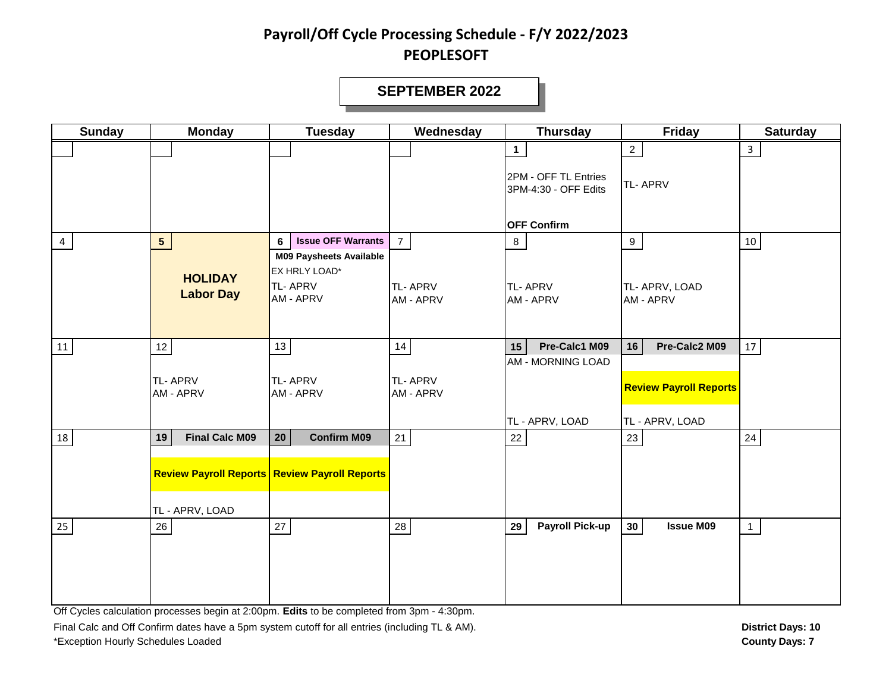# Payroll/Off Cycle Processing Schedule - F/Y 2022/2023

## PEOPLESOFT

### SEPTEMBER 2022

| Sunday | Monday | Tuesday | Wednesday | Thursday | Friday | Saturday |
|---|---|---|---|---|---|---|
| | | | | **1**<br>2PM - OFF TL Entries<br>3PM-4:30 - OFF Edits<br>**OFF Confirm** | 2<br>TL- APRV | 3 |
| 4 | **5**<br>**HOLIDAY**<br>**Labor Day** | **6** **Issue OFF Warrants**<br>**M09 Paysheets Available**<br>EX HRLY LOAD*<br>TL- APRV<br>AM - APRV | 7<br>TL- APRV<br>AM - APRV | 8<br>TL- APRV<br>AM - APRV | 9<br>TL- APRV, LOAD<br>AM - APRV | 10 |
| 11 | 12<br>TL- APRV<br>AM - APRV | 13<br>TL- APRV<br>AM - APRV | 14<br>TL- APRV<br>AM - APRV | **15** **Pre-Calc1 M09**<br>AM - MORNING LOAD<br>TL - APRV, LOAD | **16** **Pre-Calc2 M09**<br>**Review Payroll Reports**<br>TL - APRV, LOAD | 17 |
| 18 | **19** **Final Calc M09**<br>**Review Payroll Reports**<br>TL - APRV, LOAD | **20** **Confirm M09**<br>**Review Payroll Reports** | 21 | 22 | 23 | 24 |
| 25 | 26 | 27 | 28 | **29** **Payroll Pick-up** | **30** **Issue M09** | 1 |

Off Cycles calculation processes begin at 2:00pm. **Edits** to be completed from 3pm - 4:30pm.

Final Calc and Off Confirm dates have a 5pm system cutoff for all entries (including TL & AM).

*Exception Hourly Schedules Loaded

**District Days: 10**
**County Days: 7**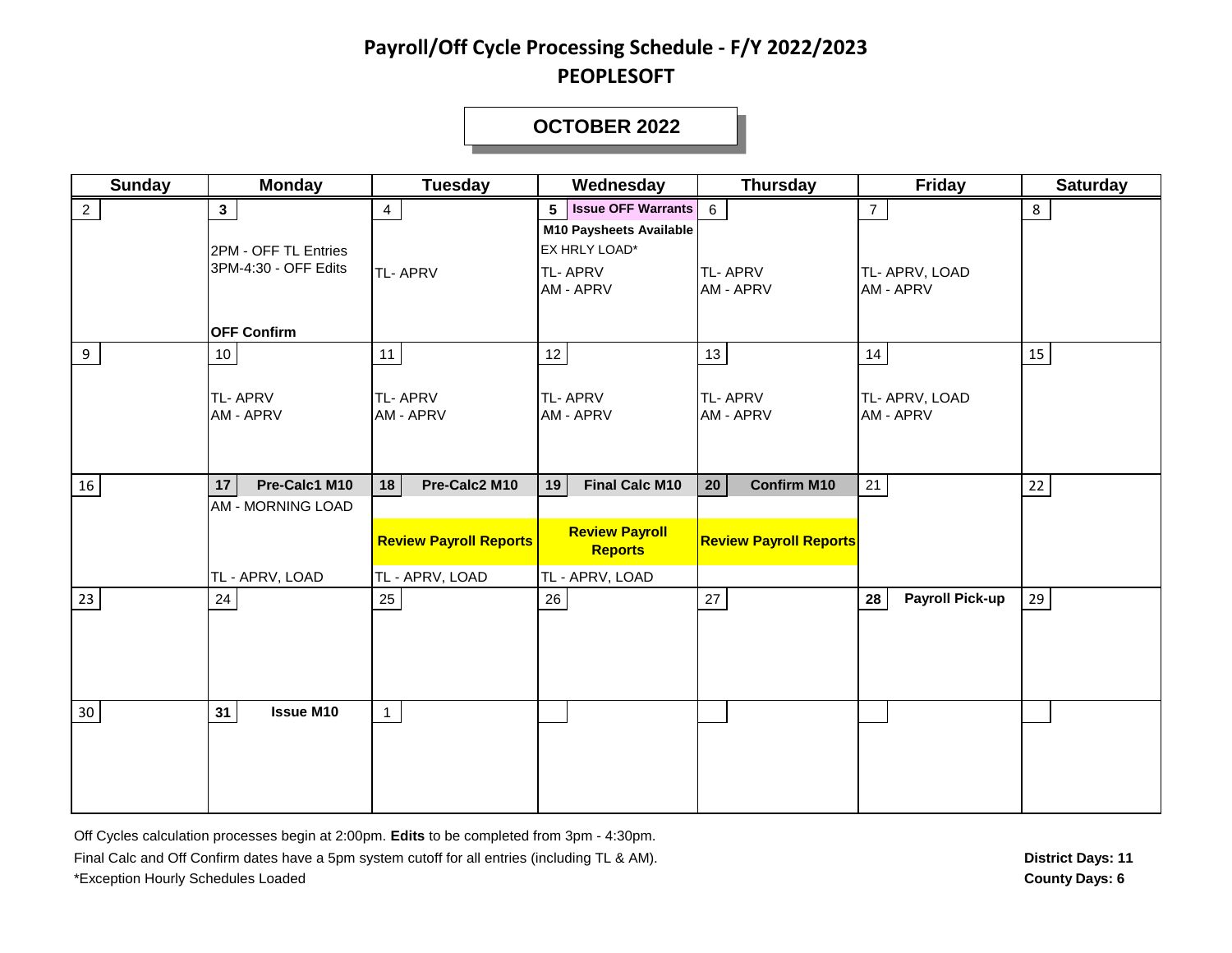# Payroll/Off Cycle Processing Schedule - F/Y 2022/2023
## PEOPLESOFT

### OCTOBER 2022

| Sunday | Monday | Tuesday | Wednesday | Thursday | Friday | Saturday |
|---|---|---|---|---|---|---|
| 2 | **3**<br>2PM - OFF TL Entries<br>3PM-4:30 - OFF Edits<br>**OFF Confirm** | 4<br>TL- APRV | **5** **Issue OFF Warrants**<br>**M10 Paysheets Available**<br>EX HRLY LOAD*<br>TL- APRV<br>AM - APRV | 6<br>TL- APRV<br>AM - APRV | 7<br>TL- APRV, LOAD<br>AM - APRV | 8 |
| 9 | 10<br>TL- APRV<br>AM - APRV | 11<br>TL- APRV<br>AM - APRV | 12<br>TL- APRV<br>AM - APRV | 13<br>TL- APRV<br>AM - APRV | 14<br>TL- APRV, LOAD<br>AM - APRV | 15 |
| 16 | **17** **Pre-Calc1 M10**<br>AM - MORNING LOAD<br>TL - APRV, LOAD | **18** **Pre-Calc2 M10**<br>**Review Payroll Reports**<br>TL - APRV, LOAD | **19** **Final Calc M10**<br>**Review Payroll Reports**<br>TL - APRV, LOAD | **20** **Confirm M10**<br>**Review Payroll Reports** | 21 | 22 |
| 23 | 24 | 25 | 26 | 27 | **28** **Payroll Pick-up** | 29 |
| 30 | **31** **Issue M10** | 1 | | | | |

Off Cycles calculation processes begin at 2:00pm. **Edits** to be completed from 3pm - 4:30pm.

Final Calc and Off Confirm dates have a 5pm system cutoff for all entries (including TL & AM).

*Exception Hourly Schedules Loaded

**District Days: 11**

**County Days: 6**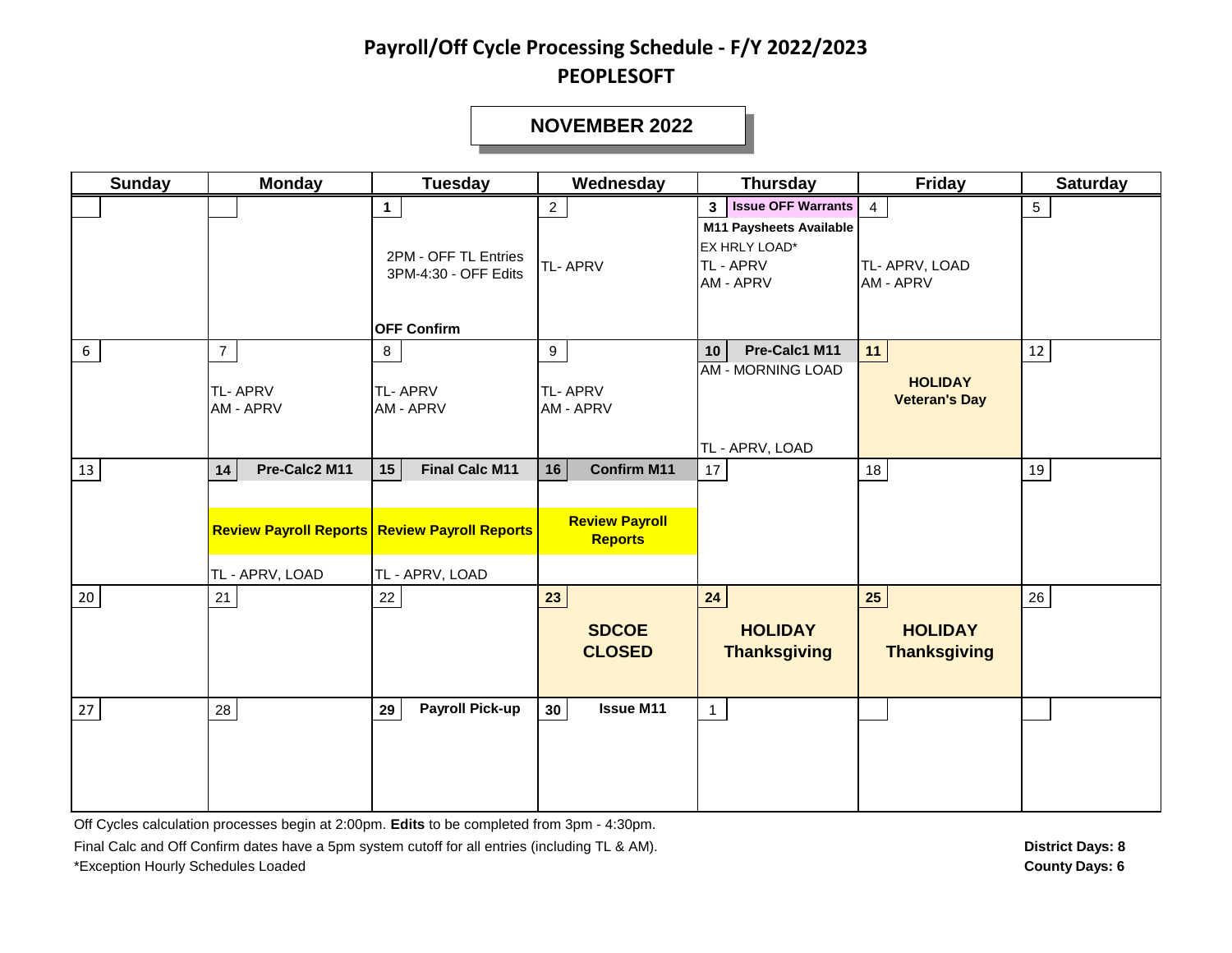# Payroll/Off Cycle Processing Schedule - F/Y 2022/2023
## PEOPLESOFT

### NOVEMBER 2022

| Sunday | Monday | Tuesday | Wednesday | Thursday | Friday | Saturday |
|---|---|---|---|---|---|---|
| | | **1**<br>2PM - OFF TL Entries<br>3PM-4:30 - OFF Edits<br>**OFF Confirm** | 2<br>TL- APRV | **3** **Issue OFF Warrants**<br>**M11 Paysheets Available**<br>EX HRLY LOAD*<br>TL - APRV<br>AM - APRV | 4<br>TL- APRV, LOAD<br>AM - APRV | 5 |
| 6 | 7<br>TL- APRV<br>AM - APRV | 8<br>TL- APRV<br>AM - APRV | 9<br>TL- APRV<br>AM - APRV | **10** **Pre-Calc1 M11**<br>AM - MORNING LOAD<br>TL - APRV, LOAD | **11**<br>**HOLIDAY**<br>**Veteran's Day** | 12 |
| 13 | **14** **Pre-Calc2 M11**<br>**Review Payroll Reports**<br>TL - APRV, LOAD | **15** **Final Calc M11**<br>**Review Payroll Reports**<br>TL - APRV, LOAD | **16** **Confirm M11**<br>**Review Payroll Reports** | 17 | 18 | 19 |
| 20 | 21 | 22 | **23**<br>**SDCOE CLOSED** | **24**<br>**HOLIDAY Thanksgiving** | **25**<br>**HOLIDAY Thanksgiving** | 26 |
| 27 | 28 | **29** **Payroll Pick-up** | **30** **Issue M11** | 1 | | |

Off Cycles calculation processes begin at 2:00pm. **Edits** to be completed from 3pm - 4:30pm.

Final Calc and Off Confirm dates have a 5pm system cutoff for all entries (including TL & AM).

*Exception Hourly Schedules Loaded

**District Days: 8**
**County Days: 6**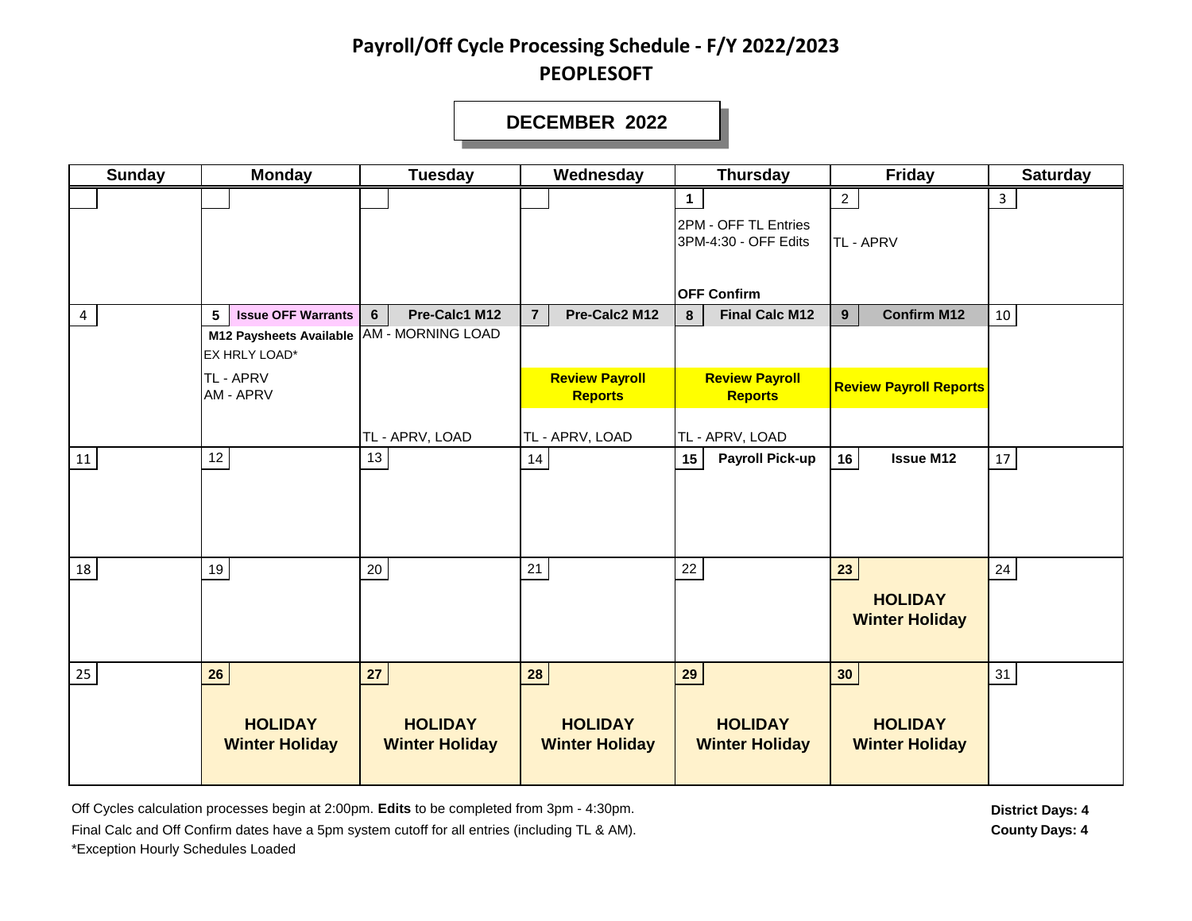# Payroll/Off Cycle Processing Schedule - F/Y 2022/2023

## PEOPLESOFT

### DECEMBER 2022

| Sunday | Monday | Tuesday | Wednesday | Thursday | Friday | Saturday |
|---|---|---|---|---|---|---|
| | | | | **1**<br>2PM - OFF TL Entries<br>3PM-4:30 - OFF Edits<br>**OFF Confirm** | 2<br>TL - APRV | 3 |
| 4 | **5** **Issue OFF Warrants**<br>**M12 Paysheets Available**<br>EX HRLY LOAD*<br>TL - APRV<br>AM - APRV | **6** **Pre-Calc1 M12**<br>AM - MORNING LOAD<br>TL - APRV, LOAD | **7** **Pre-Calc2 M12**<br>**Review Payroll Reports**<br>TL - APRV, LOAD | **8** **Final Calc M12**<br>**Review Payroll Reports**<br>TL - APRV, LOAD | **9** **Confirm M12**<br>**Review Payroll Reports** | 10 |
| 11 | 12 | 13 | 14 | **15** **Payroll Pick-up** | **16** **Issue M12** | 17 |
| 18 | 19 | 20 | 21 | 22 | **23**<br>**HOLIDAY**<br>**Winter Holiday** | 24 |
| 25 | **26**<br>**HOLIDAY**<br>**Winter Holiday** | **27**<br>**HOLIDAY**<br>**Winter Holiday** | **28**<br>**HOLIDAY**<br>**Winter Holiday** | **29**<br>**HOLIDAY**<br>**Winter Holiday** | **30**<br>**HOLIDAY**<br>**Winter Holiday** | 31 |

Off Cycles calculation processes begin at 2:00pm. **Edits** to be completed from 3pm - 4:30pm.
Final Calc and Off Confirm dates have a 5pm system cutoff for all entries (including TL & AM).
*Exception Hourly Schedules Loaded

**District Days: 4**
**County Days: 4**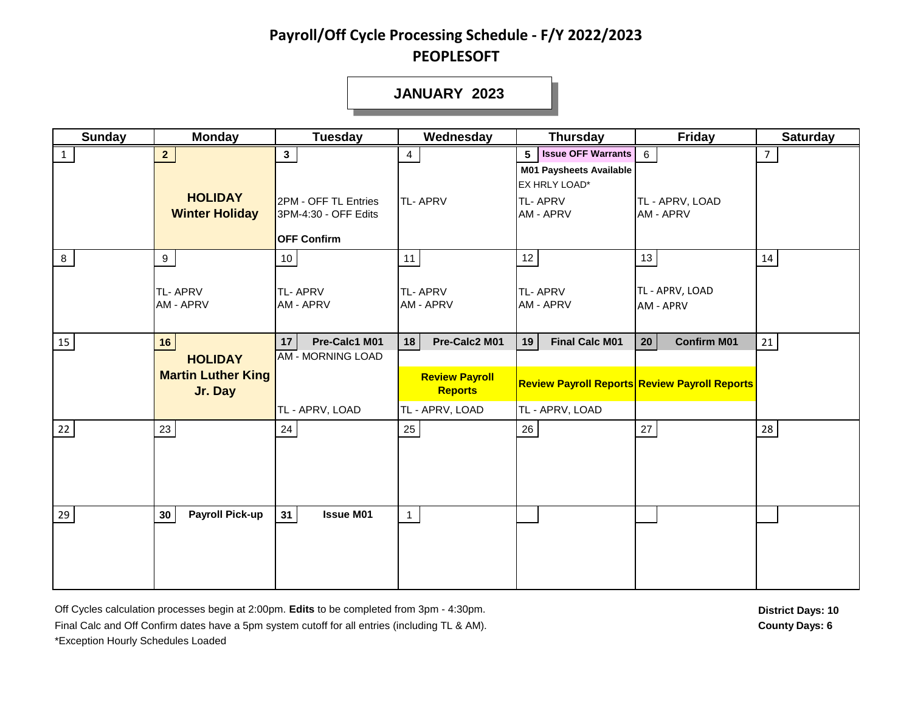# Payroll/Off Cycle Processing Schedule - F/Y 2022/2023

## PEOPLESOFT

### JANUARY 2023

| Sunday | Monday | Tuesday | Wednesday | Thursday | Friday | Saturday |
|---|---|---|---|---|---|---|
| 1 | 2 **HOLIDAY Winter Holiday** | 3 2PM - OFF TL Entries 3PM-4:30 - OFF Edits **OFF Confirm** | 4 TL- APRV | 5 **Issue OFF Warrants** **M01 Paysheets Available** EX HRLY LOAD* TL- APRV AM - APRV | 6 TL - APRV, LOAD AM - APRV | 7 |
| 8 | 9 TL- APRV AM - APRV | 10 TL- APRV AM - APRV | 11 TL- APRV AM - APRV | 12 TL- APRV AM - APRV | 13 TL - APRV, LOAD AM - APRV | 14 |
| 15 | 16 **HOLIDAY Martin Luther King Jr. Day** | 17 **Pre-Calc1 M01** AM - MORNING LOAD TL - APRV, LOAD | 18 **Pre-Calc2 M01** **Review Payroll Reports** TL - APRV, LOAD | 19 **Final Calc M01** **Review Payroll Reports** TL - APRV, LOAD | 20 **Confirm M01** **Review Payroll Reports** | 21 |
| 22 | 23 | 24 | 25 | 26 | 27 | 28 |
| 29 | 30 **Payroll Pick-up** | 31 **Issue M01** | 1 | | | |

Off Cycles calculation processes begin at 2:00pm. **Edits** to be completed from 3pm - 4:30pm.
Final Calc and Off Confirm dates have a 5pm system cutoff for all entries (including TL & AM).
*Exception Hourly Schedules Loaded

**District Days: 10**
**County Days: 6**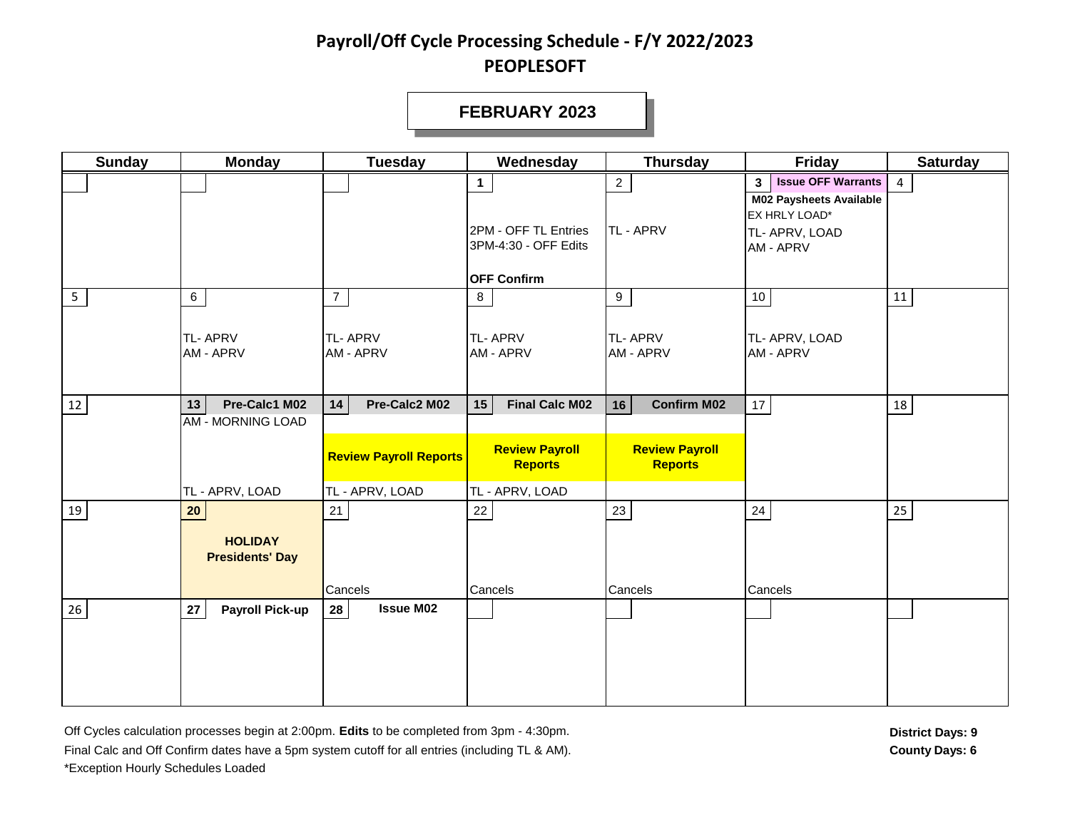# Payroll/Off Cycle Processing Schedule - F/Y 2022/2023

## PEOPLESOFT

### FEBRUARY 2023

| Sunday | Monday | Tuesday | Wednesday | Thursday | Friday | Saturday |
|---|---|---|---|---|---|---|
| | | | **1**<br>2PM - OFF TL Entries<br>3PM-4:30 - OFF Edits<br>**OFF Confirm** | 2<br>TL - APRV | **3** **Issue OFF Warrants**<br>**M02 Paysheets Available**<br>EX HRLY LOAD*<br>TL- APRV, LOAD<br>AM - APRV | 4 |
| 5 | 6<br>TL- APRV<br>AM - APRV | 7<br>TL- APRV<br>AM - APRV | 8<br>TL- APRV<br>AM - APRV | 9<br>TL- APRV<br>AM - APRV | 10<br>TL- APRV, LOAD<br>AM - APRV | 11 |
| 12 | **13** **Pre-Calc1 M02**<br>AM - MORNING LOAD<br>TL - APRV, LOAD | **14** **Pre-Calc2 M02**<br>**Review Payroll Reports**<br>TL - APRV, LOAD | **15** **Final Calc M02**<br>**Review Payroll Reports**<br>TL - APRV, LOAD | **16** **Confirm M02**<br>**Review Payroll Reports** | 17 | 18 |
| 19 | **20**<br>**HOLIDAY Presidents' Day** | 21<br>Cancels | 22<br>Cancels | 23<br>Cancels | 24<br>Cancels | 25 |
| 26 | **27** **Payroll Pick-up** | **28** **Issue M02** | | | | |

Off Cycles calculation processes begin at 2:00pm. **Edits** to be completed from 3pm - 4:30pm.
Final Calc and Off Confirm dates have a 5pm system cutoff for all entries (including TL & AM).
*Exception Hourly Schedules Loaded

**District Days: 9**
**County Days: 6**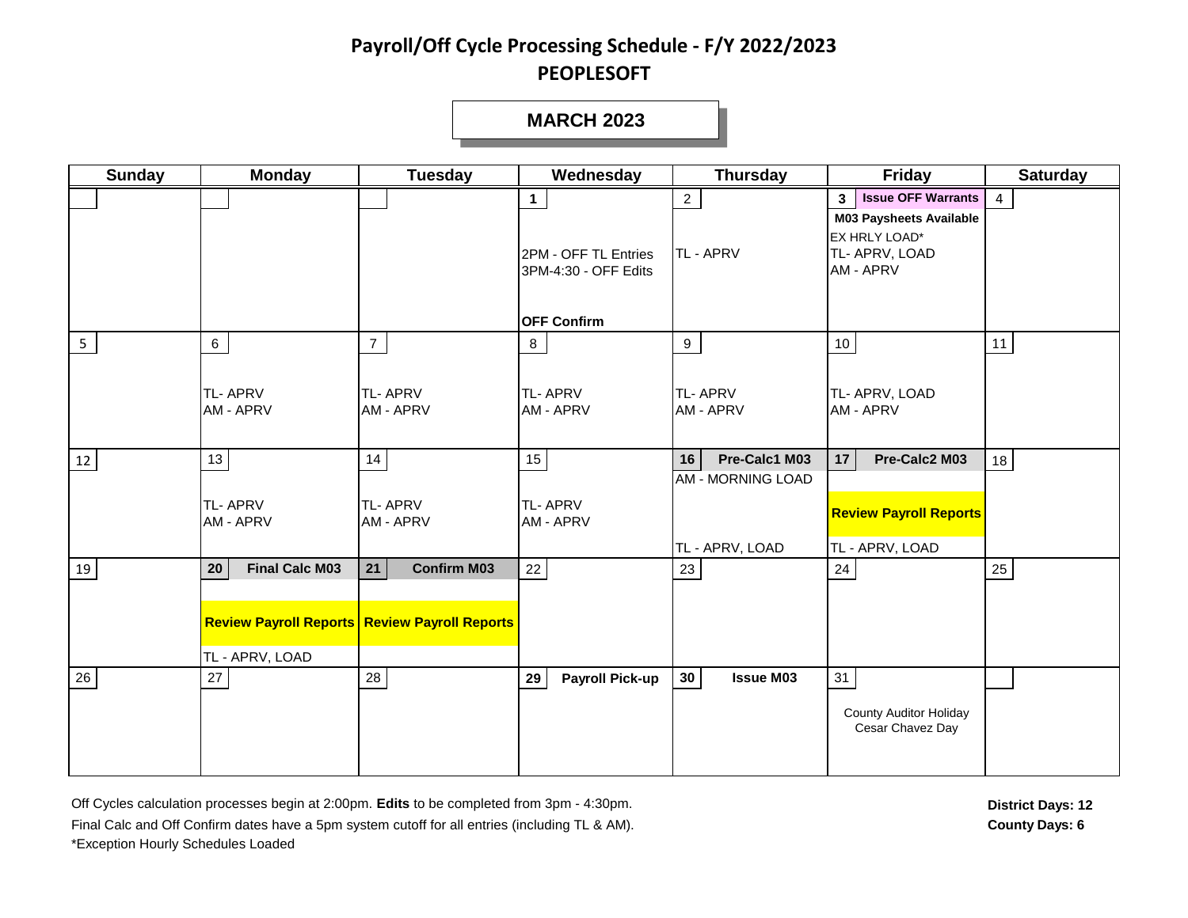# Payroll/Off Cycle Processing Schedule - F/Y 2022/2023

## PEOPLESOFT

### MARCH 2023

| Sunday | Monday | Tuesday | Wednesday | Thursday | Friday | Saturday |
|---|---|---|---|---|---|---|
| | | | **1**<br>2PM - OFF TL Entries<br>3PM-4:30 - OFF Edits<br>**OFF Confirm** | 2<br>TL - APRV | **3** **Issue OFF Warrants**<br>**M03 Paysheets Available**<br>EX HRLY LOAD*<br>TL- APRV, LOAD<br>AM - APRV | 4 |
| 5 | 6<br>TL- APRV<br>AM - APRV | 7<br>TL- APRV<br>AM - APRV | 8<br>TL- APRV<br>AM - APRV | 9<br>TL- APRV<br>AM - APRV | 10<br>TL- APRV, LOAD<br>AM - APRV | 11 |
| 12 | 13<br>TL- APRV<br>AM - APRV | 14<br>TL- APRV<br>AM - APRV | 15<br>TL- APRV<br>AM - APRV | **16** **Pre-Calc1 M03**<br>AM - MORNING LOAD<br>TL - APRV, LOAD | **17** **Pre-Calc2 M03**<br>**Review Payroll Reports**<br>TL - APRV, LOAD | 18 |
| 19 | **20** **Final Calc M03**<br>**Review Payroll Reports**<br>TL - APRV, LOAD | **21** **Confirm M03**<br>**Review Payroll Reports** | 22 | 23 | 24 | 25 |
| 26 | 27 | 28 | **29** **Payroll Pick-up** | **30** **Issue M03** | 31<br>County Auditor Holiday<br>Cesar Chavez Day | |

Off Cycles calculation processes begin at 2:00pm. **Edits** to be completed from 3pm - 4:30pm.

Final Calc and Off Confirm dates have a 5pm system cutoff for all entries (including TL & AM).

*Exception Hourly Schedules Loaded

**District Days: 12**

**County Days: 6**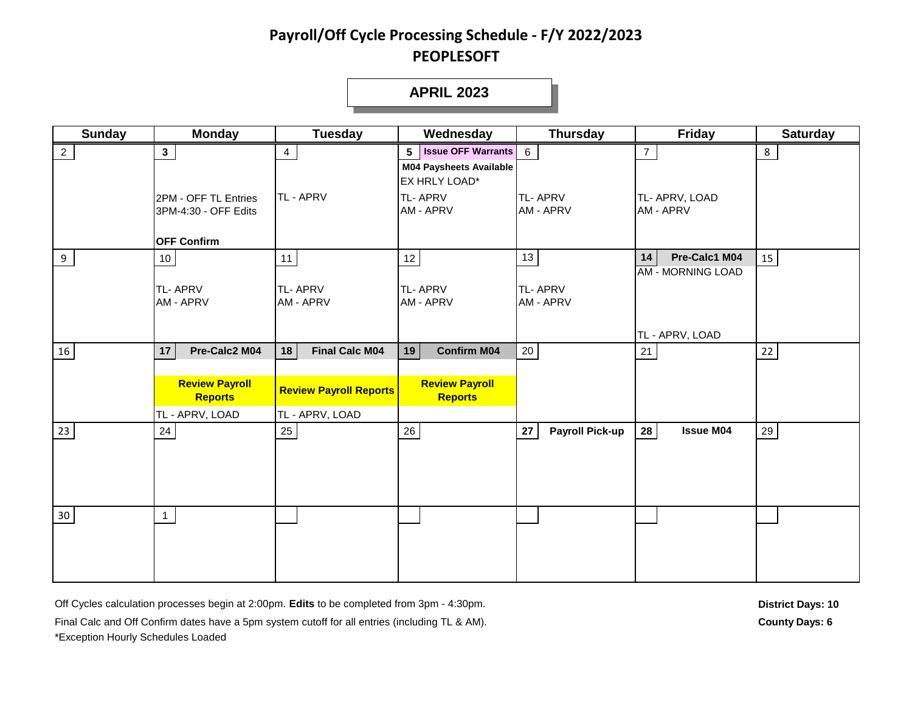# Payroll/Off Cycle Processing Schedule - F/Y 2022/2023

## PEOPLESOFT

### APRIL 2023

| Sunday | Monday | Tuesday | Wednesday | Thursday | Friday | Saturday |
|---|---|---|---|---|---|---|
| 2 | **3**<br>2PM - OFF TL Entries<br>3PM-4:30 - OFF Edits<br>**OFF Confirm** | 4<br>TL - APRV | **5 Issue OFF Warrants**<br>**M04 Paysheets Available**<br>EX HRLY LOAD*<br>TL- APRV<br>AM - APRV | 6<br>TL- APRV<br>AM - APRV | 7<br>TL- APRV, LOAD<br>AM - APRV | 8 |
| 9 | 10<br>TL- APRV<br>AM - APRV | 11<br>TL- APRV<br>AM - APRV | 12<br>TL- APRV<br>AM - APRV | 13<br>TL- APRV<br>AM - APRV | **14 Pre-Calc1 M04**<br>AM - MORNING LOAD<br>TL - APRV, LOAD | 15 |
| 16 | **17 Pre-Calc2 M04**<br>**Review Payroll Reports**<br>TL - APRV, LOAD | **18 Final Calc M04**<br>**Review Payroll Reports**<br>TL - APRV, LOAD | **19 Confirm M04**<br>**Review Payroll Reports** | 20 | 21 | 22 |
| 23 | 24 | 25 | 26 | **27 Payroll Pick-up** | **28 Issue M04** | 29 |
| 30 | 1 | | | | | |

Off Cycles calculation processes begin at 2:00pm. **Edits** to be completed from 3pm - 4:30pm.

Final Calc and Off Confirm dates have a 5pm system cutoff for all entries (including TL & AM).

*Exception Hourly Schedules Loaded

**District Days: 10**

**County Days: 6**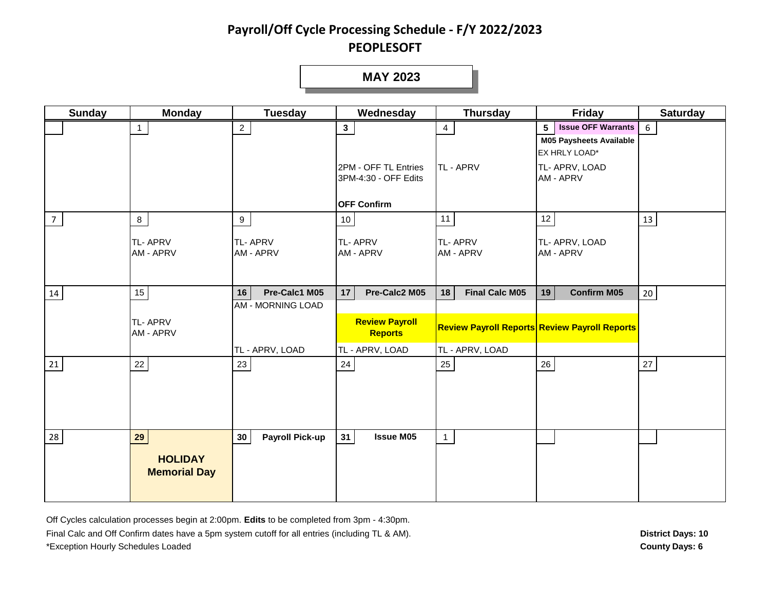# Payroll/Off Cycle Processing Schedule - F/Y 2022/2023

## PEOPLESOFT

### MAY 2023

| Sunday | Monday | Tuesday | Wednesday | Thursday | Friday | Saturday |
|---|---|---|---|---|---|---|
| | 1 | 2 | **3**<br>2PM - OFF TL Entries<br>3PM-4:30 - OFF Edits<br>**OFF Confirm** | 4<br>TL - APRV | **5** **Issue OFF Warrants**<br>**M05 Paysheets Available**<br>EX HRLY LOAD*<br>TL- APRV, LOAD<br>AM - APRV | 6 |
| 7 | 8<br>TL- APRV<br>AM - APRV | 9<br>TL- APRV<br>AM - APRV | 10<br>TL- APRV<br>AM - APRV | 11<br>TL- APRV<br>AM - APRV | 12<br>TL- APRV, LOAD<br>AM - APRV | 13 |
| 14 | 15<br>TL- APRV<br>AM - APRV | **16** **Pre-Calc1 M05**<br>AM - MORNING LOAD<br>TL - APRV, LOAD | **17** **Pre-Calc2 M05**<br>**Review Payroll Reports**<br>TL - APRV, LOAD | **18** **Final Calc M05**<br>**Review Payroll Reports**<br>TL - APRV, LOAD | **19** **Confirm M05**<br>**Review Payroll Reports** | 20 |
| 21 | 22 | 23 | 24 | 25 | 26 | 27 |
| 28 | **29**<br>**HOLIDAY**<br>**Memorial Day** | **30** **Payroll Pick-up** | **31** **Issue M05** | 1 | | |

Off Cycles calculation processes begin at 2:00pm. **Edits** to be completed from 3pm - 4:30pm.

Final Calc and Off Confirm dates have a 5pm system cutoff for all entries (including TL & AM).

*Exception Hourly Schedules Loaded

**District Days: 10**

**County Days: 6**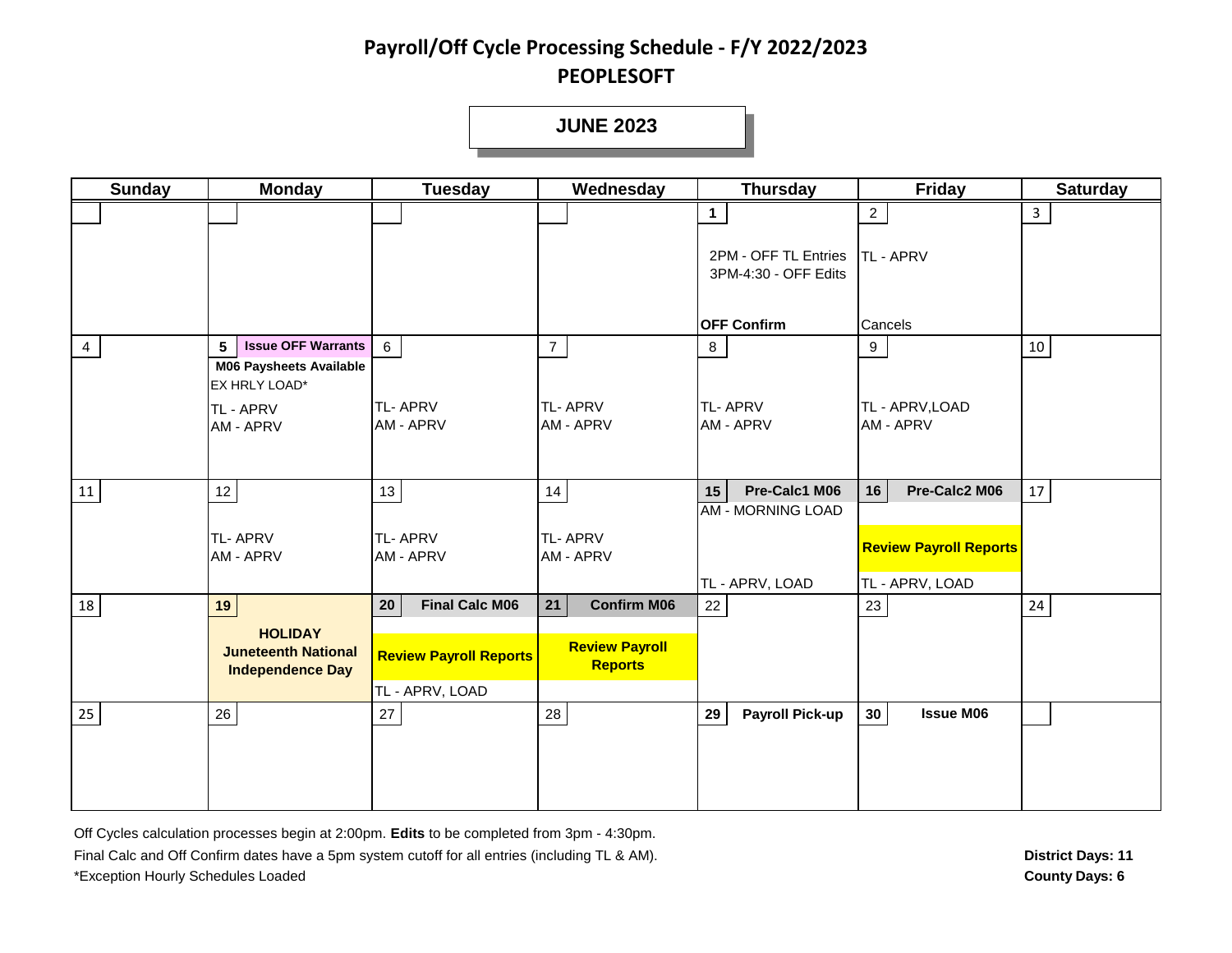# Payroll/Off Cycle Processing Schedule - F/Y 2022/2023

## PEOPLESOFT

### JUNE 2023

| Sunday | Monday | Tuesday | Wednesday | Thursday | Friday | Saturday |
|---|---|---|---|---|---|---|
| | | | | **1**<br>2PM - OFF TL Entries<br>3PM-4:30 - OFF Edits<br>**OFF Confirm** | 2<br>TL - APRV<br>Cancels | 3 |
| 4 | **5** **Issue OFF Warrants**<br>**M06 Paysheets Available**<br>EX HRLY LOAD*<br>TL - APRV<br>AM - APRV | 6<br>TL- APRV<br>AM - APRV | 7<br>TL- APRV<br>AM - APRV | 8<br>TL- APRV<br>AM - APRV | 9<br>TL - APRV,LOAD<br>AM - APRV | 10 |
| 11 | 12<br>TL- APRV<br>AM - APRV | 13<br>TL- APRV<br>AM - APRV | 14<br>TL- APRV<br>AM - APRV | **15** **Pre-Calc1 M06**<br>AM - MORNING LOAD<br>TL - APRV, LOAD | **16** **Pre-Calc2 M06**<br>**Review Payroll Reports**<br>TL - APRV, LOAD | 17 |
| 18 | **19**<br>**HOLIDAY**<br>**Juneteenth National Independence Day** | **20** **Final Calc M06**<br>**Review Payroll Reports**<br>TL - APRV, LOAD | **21** **Confirm M06**<br>**Review Payroll Reports** | 22 | 23 | 24 |
| 25 | 26 | 27 | 28 | **29** **Payroll Pick-up** | **30** **Issue M06** | |

Off Cycles calculation processes begin at 2:00pm. **Edits** to be completed from 3pm - 4:30pm.

Final Calc and Off Confirm dates have a 5pm system cutoff for all entries (including TL & AM).

*Exception Hourly Schedules Loaded

**District Days: 11**

**County Days: 6**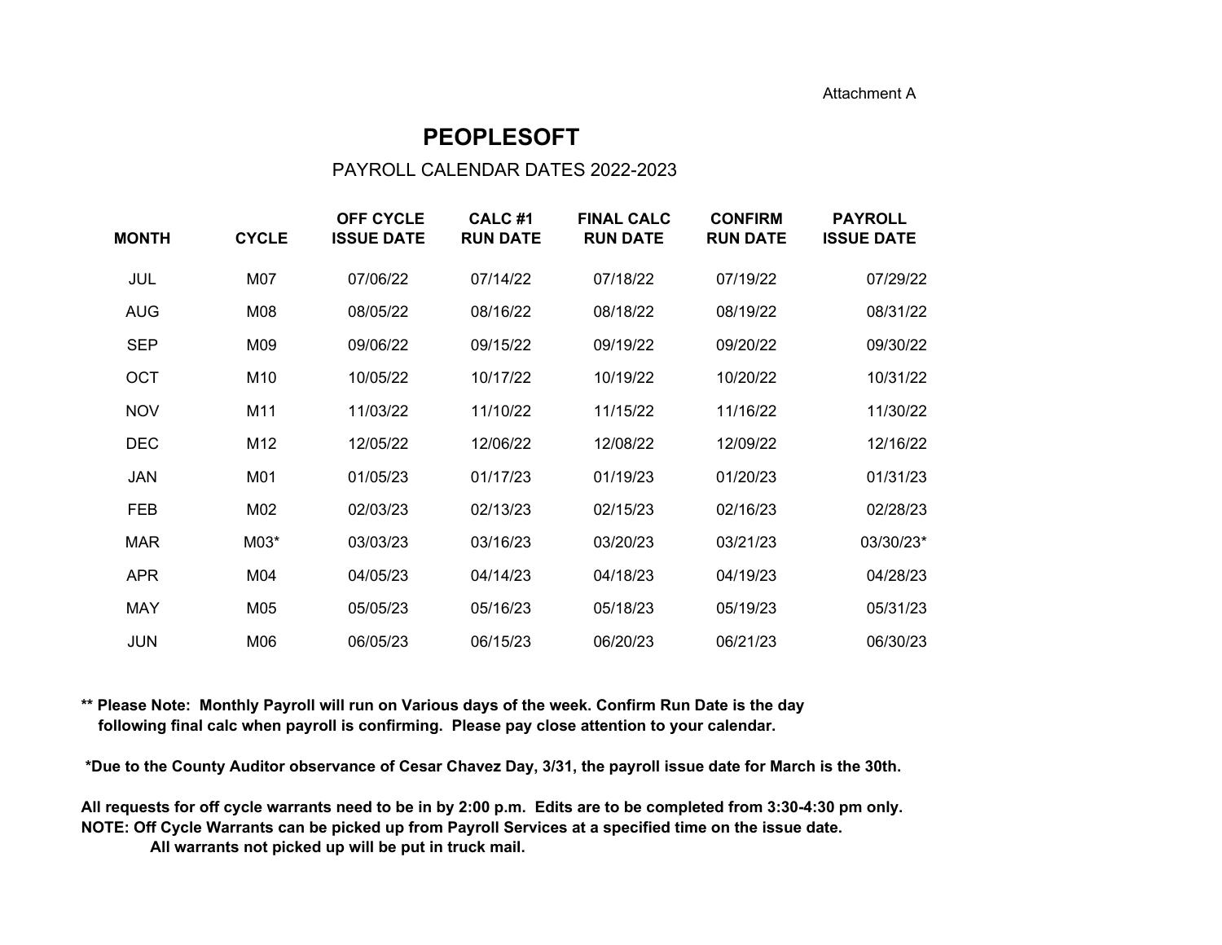Attachment A

# PEOPLESOFT

PAYROLL CALENDAR DATES 2022-2023

| MONTH | CYCLE | OFF CYCLE ISSUE DATE | CALC #1 RUN DATE | FINAL CALC RUN DATE | CONFIRM RUN DATE | PAYROLL ISSUE DATE |
|---|---|---|---|---|---|---|
| JUL | M07 | 07/06/22 | 07/14/22 | 07/18/22 | 07/19/22 | 07/29/22 |
| AUG | M08 | 08/05/22 | 08/16/22 | 08/18/22 | 08/19/22 | 08/31/22 |
| SEP | M09 | 09/06/22 | 09/15/22 | 09/19/22 | 09/20/22 | 09/30/22 |
| OCT | M10 | 10/05/22 | 10/17/22 | 10/19/22 | 10/20/22 | 10/31/22 |
| NOV | M11 | 11/03/22 | 11/10/22 | 11/15/22 | 11/16/22 | 11/30/22 |
| DEC | M12 | 12/05/22 | 12/06/22 | 12/08/22 | 12/09/22 | 12/16/22 |
| JAN | M01 | 01/05/23 | 01/17/23 | 01/19/23 | 01/20/23 | 01/31/23 |
| FEB | M02 | 02/03/23 | 02/13/23 | 02/15/23 | 02/16/23 | 02/28/23 |
| MAR | M03* | 03/03/23 | 03/16/23 | 03/20/23 | 03/21/23 | 03/30/23* |
| APR | M04 | 04/05/23 | 04/14/23 | 04/18/23 | 04/19/23 | 04/28/23 |
| MAY | M05 | 05/05/23 | 05/16/23 | 05/18/23 | 05/19/23 | 05/31/23 |
| JUN | M06 | 06/05/23 | 06/15/23 | 06/20/23 | 06/21/23 | 06/30/23 |

**** Please Note: Monthly Payroll will run on Various days of the week. Confirm Run Date is the day following final calc when payroll is confirming. Please pay close attention to your calendar.**

***Due to the County Auditor observance of Cesar Chavez Day, 3/31, the payroll issue date for March is the 30th.**

**All requests for off cycle warrants need to be in by 2:00 p.m. Edits are to be completed from 3:30-4:30 pm only.**
**NOTE: Off Cycle Warrants can be picked up from Payroll Services at a specified time on the issue date.**
**All warrants not picked up will be put in truck mail.**